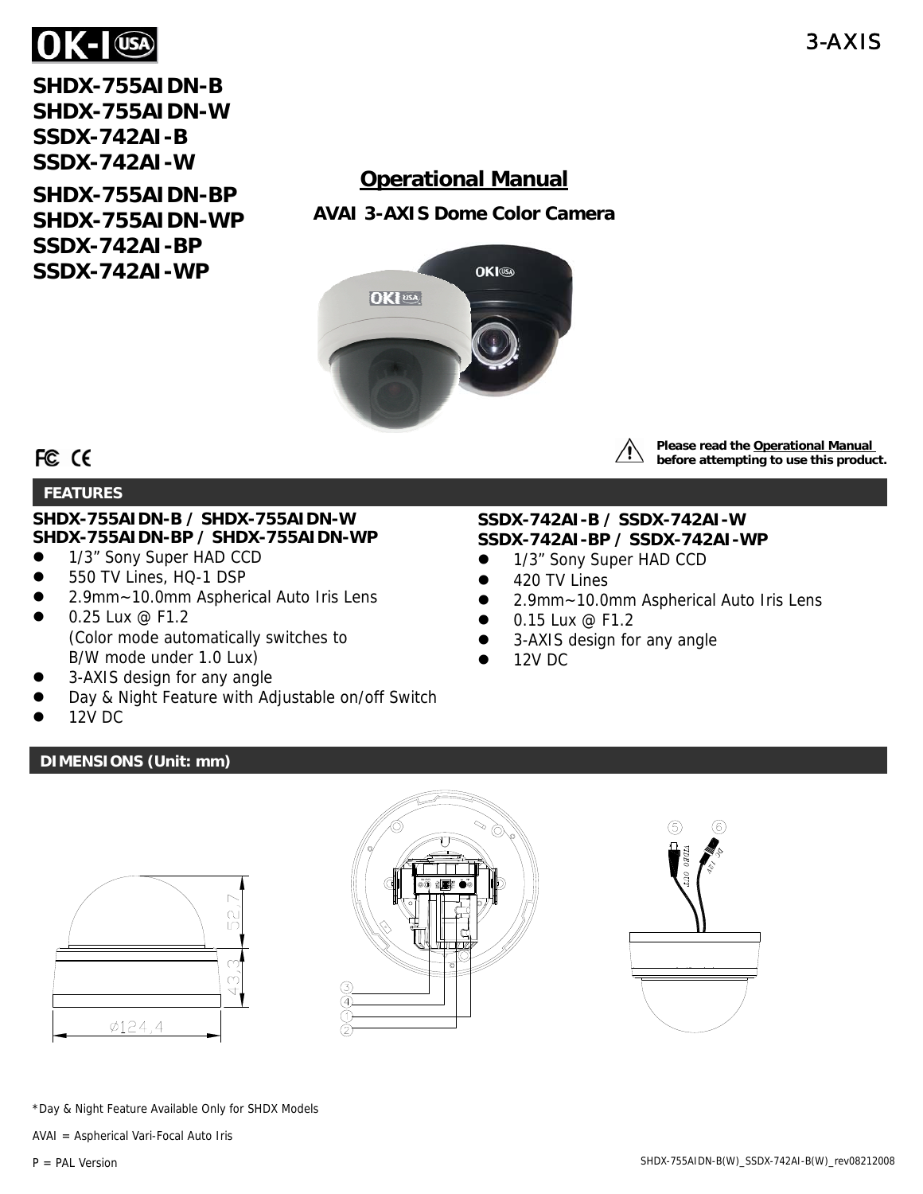OK-I USA

3-AXIS

**SHDX-755AIDN-B**
**SHDX-755AIDN-W**
**SSDX-742AI-B**
**SSDX-742AI-W**
**SHDX-755AIDN-BP**
**SHDX-755AIDN-WP**
**SSDX-742AI-BP**
**SSDX-742AI-WP**

# Operational Manual

## AVAI 3-AXIS Dome Color Camera

FC CE

**Please read the Operational Manual before attempting to use this product.**

## FEATURES

**SHDX-755AIDN-B / SHDX-755AIDN-W**
**SHDX-755AIDN-BP / SHDX-755AIDN-WP**

- 1/3” Sony Super HAD CCD
- 550 TV Lines, HQ-1 DSP
- 2.9mm~10.0mm Aspherical Auto Iris Lens
- 0.25 Lux @ F1.2
  (Color mode automatically switches to B/W mode under 1.0 Lux)
- 3-AXIS design for any angle
- Day & Night Feature with Adjustable on/off Switch
- 12V DC

**SSDX-742AI-B / SSDX-742AI-W**
**SSDX-742AI-BP / SSDX-742AI-WP**

- 1/3” Sony Super HAD CCD
- 420 TV Lines
- 2.9mm~10.0mm Aspherical Auto Iris Lens
- 0.15 Lux @ F1.2
- 3-AXIS design for any angle
- 12V DC

## DIMENSIONS (Unit: mm)

52.7

43.3

Ø124.4

③ ④ ① ②

⑤ VIDEO OUT

⑥ DC 12V

*Day & Night Feature Available Only for SHDX Models

AVAI = Aspherical Vari-Focal Auto Iris

P = PAL Version

SHDX-755AIDN-B(W)_SSDX-742AI-B(W)_rev08212008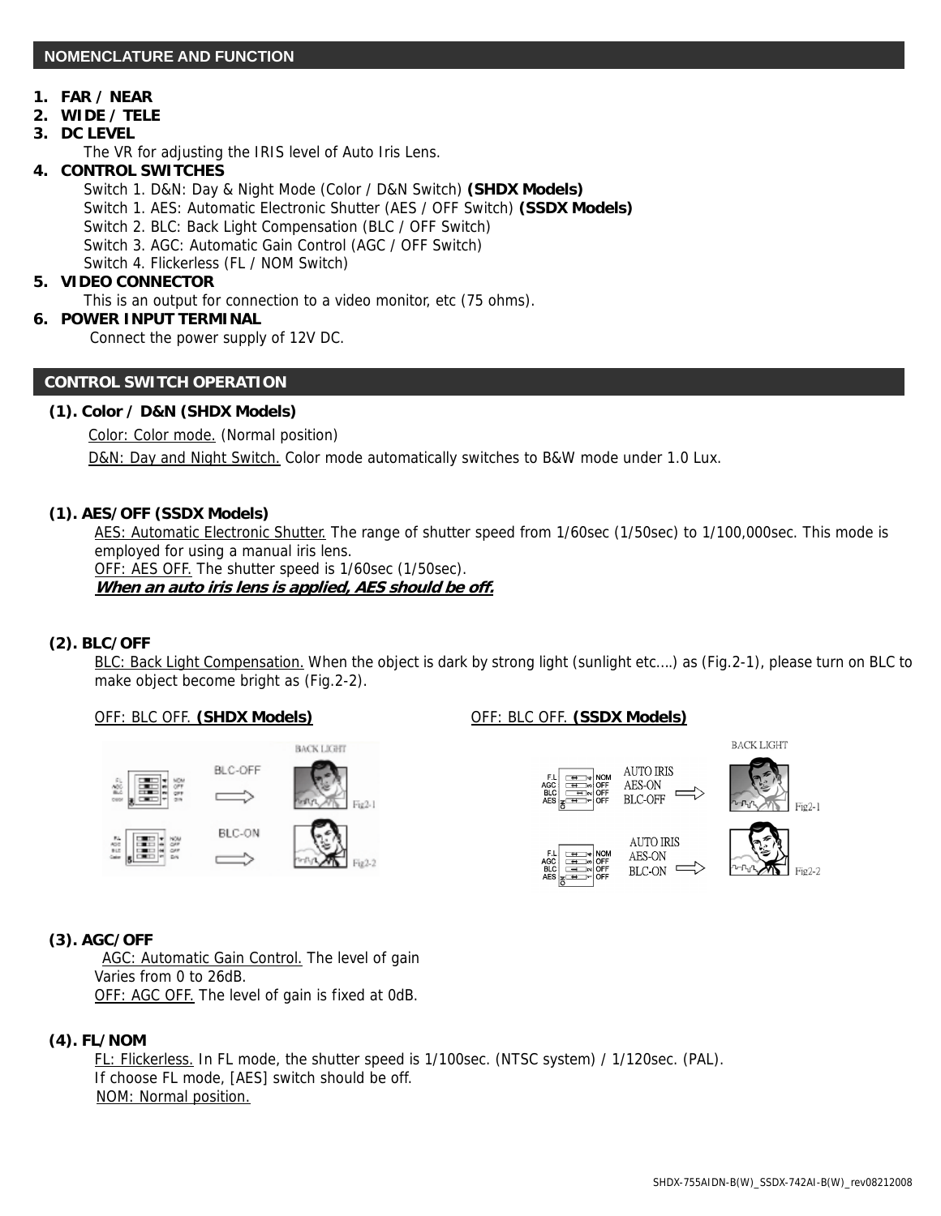## NOMENCLATURE AND FUNCTION

1. **FAR / NEAR**
2. **WIDE / TELE**
3. **DC LEVEL**
   The VR for adjusting the IRIS level of Auto Iris Lens.
4. **CONTROL SWITCHES**
   Switch 1. D&N: Day & Night Mode (Color / D&N Switch) **(SHDX Models)**
   Switch 1. AES: Automatic Electronic Shutter (AES / OFF Switch) **(SSDX Models)**
   Switch 2. BLC: Back Light Compensation (BLC / OFF Switch)
   Switch 3. AGC: Automatic Gain Control (AGC / OFF Switch)
   Switch 4. Flickerless (FL / NOM Switch)
5. **VIDEO CONNECTOR**
   This is an output for connection to a video monitor, etc (75 ohms).
6. **POWER INPUT TERMINAL**
   Connect the power supply of 12V DC.

## CONTROL SWITCH OPERATION

**(1). Color / D&N (SHDX Models)**

Color: Color mode. (Normal position)

D&N: Day and Night Switch. Color mode automatically switches to B&W mode under 1.0 Lux.

**(1). AES/OFF (SSDX Models)**

AES: Automatic Electronic Shutter. The range of shutter speed from 1/60sec (1/50sec) to 1/100,000sec. This mode is employed for using a manual iris lens.

OFF: AES OFF. The shutter speed is 1/60sec (1/50sec).

***When an auto iris lens is applied, AES should be off.***

**(2). BLC/OFF**

BLC: Back Light Compensation. When the object is dark by strong light (sunlight etc....) as (Fig.2-1), please turn on BLC to make object become bright as (Fig.2-2).

OFF: BLC OFF. **(SHDX Models)**

OFF: BLC OFF. **(SSDX Models)**

**(3). AGC/OFF**

AGC: Automatic Gain Control. The level of gain Varies from 0 to 26dB.

OFF: AGC OFF. The level of gain is fixed at 0dB.

**(4). FL/NOM**

FL: Flickerless. In FL mode, the shutter speed is 1/100sec. (NTSC system) / 1/120sec. (PAL).
If choose FL mode, [AES] switch should be off.

NOM: Normal position.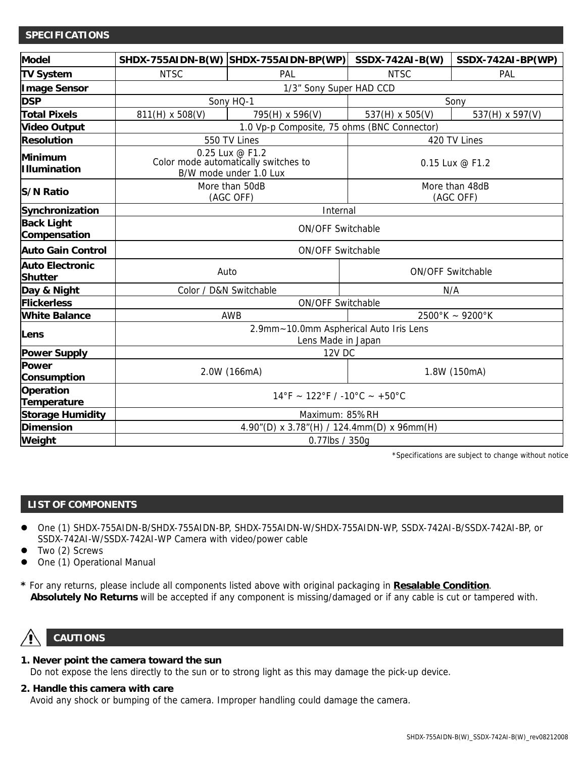## SPECIFICATIONS

| Model | SHDX-755AIDN-B(W) | SHDX-755AIDN-BP(WP) | SSDX-742AI-B(W) | SSDX-742AI-BP(WP) |
|---|---|---|---|---|
| TV System | NTSC | PAL | NTSC | PAL |
| Image Sensor | 1/3" Sony Super HAD CCD | | | |
| DSP | Sony HQ-1 | | Sony | |
| Total Pixels | 811(H) x 508(V) | 795(H) x 596(V) | 537(H) x 505(V) | 537(H) x 597(V) |
| Video Output | 1.0 Vp-p Composite, 75 ohms (BNC Connector) | | | |
| Resolution | 550 TV Lines | | 420 TV Lines | |
| Minimum Illumination | 0.25 Lux @ F1.2 Color mode automatically switches to B/W mode under 1.0 Lux | | 0.15 Lux @ F1.2 | |
| S/N Ratio | More than 50dB (AGC OFF) | | More than 48dB (AGC OFF) | |
| Synchronization | Internal | | | |
| Back Light Compensation | ON/OFF Switchable | | | |
| Auto Gain Control | ON/OFF Switchable | | | |
| Auto Electronic Shutter | Auto | | ON/OFF Switchable | |
| Day & Night | Color / D&N Switchable | | N/A | |
| Flickerless | ON/OFF Switchable | | | |
| White Balance | AWB | | 2500°K ~ 9200°K | |
| Lens | 2.9mm~10.0mm Aspherical Auto Iris Lens Lens Made in Japan | | | |
| Power Supply | 12V DC | | | |
| Power Consumption | 2.0W (166mA) | | 1.8W (150mA) | |
| Operation Temperature | 14°F ~ 122°F / -10°C ~ +50°C | | | |
| Storage Humidity | Maximum: 85% RH | | | |
| Dimension | 4.90"(D) x 3.78"(H) / 124.4mm(D) x 96mm(H) | | | |
| Weight | 0.77lbs / 350g | | | |

*Specifications are subject to change without notice

## LIST OF COMPONENTS

- One (1) SHDX-755AIDN-B/SHDX-755AIDN-BP, SHDX-755AIDN-W/SHDX-755AIDN-WP, SSDX-742AI-B/SSDX-742AI-BP, or SSDX-742AI-W/SSDX-742AI-WP Camera with video/power cable
- Two (2) Screws
- One (1) Operational Manual

**\*** For any returns, please include all components listed above with original packaging in **Resalable Condition**.
**Absolutely No Returns** will be accepted if any component is missing/damaged or if any cable is cut or tampered with.

## CAUTIONS

**1. Never point the camera toward the sun**
Do not expose the lens directly to the sun or to strong light as this may damage the pick-up device.

**2. Handle this camera with care**
Avoid any shock or bumping of the camera. Improper handling could damage the camera.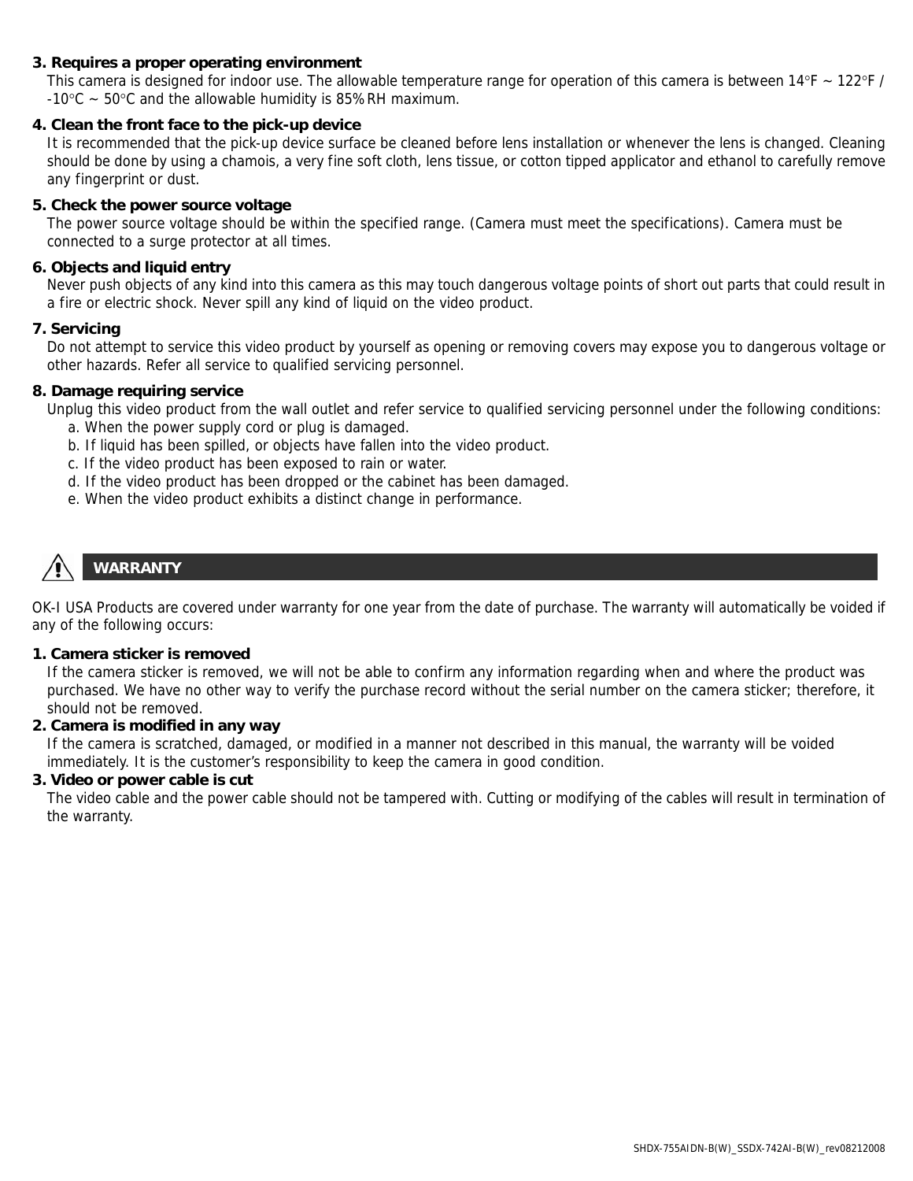**3. Requires a proper operating environment**

This camera is designed for indoor use. The allowable temperature range for operation of this camera is between 14°F ~ 122°F / -10°C ~ 50°C and the allowable humidity is 85% RH maximum.

**4. Clean the front face to the pick-up device**

It is recommended that the pick-up device surface be cleaned before lens installation or whenever the lens is changed. Cleaning should be done by using a chamois, a very fine soft cloth, lens tissue, or cotton tipped applicator and ethanol to carefully remove any fingerprint or dust.

**5. Check the power source voltage**

The power source voltage should be within the specified range. (Camera must meet the specifications). Camera must be connected to a surge protector at all times.

**6. Objects and liquid entry**

Never push objects of any kind into this camera as this may touch dangerous voltage points of short out parts that could result in a fire or electric shock. Never spill any kind of liquid on the video product.

**7. Servicing**

Do not attempt to service this video product by yourself as opening or removing covers may expose you to dangerous voltage or other hazards. Refer all service to qualified servicing personnel.

**8. Damage requiring service**

Unplug this video product from the wall outlet and refer service to qualified servicing personnel under the following conditions:

a. When the power supply cord or plug is damaged.
b. If liquid has been spilled, or objects have fallen into the video product.
c. If the video product has been exposed to rain or water.
d. If the video product has been dropped or the cabinet has been damaged.
e. When the video product exhibits a distinct change in performance.

## WARRANTY

OK-I USA Products are covered under warranty for one year from the date of purchase. The warranty will automatically be voided if any of the following occurs:

**1. Camera sticker is removed**

If the camera sticker is removed, we will not be able to confirm any information regarding when and where the product was purchased. We have no other way to verify the purchase record without the serial number on the camera sticker; therefore, it should not be removed.

**2. Camera is modified in any way**

If the camera is scratched, damaged, or modified in a manner not described in this manual, the warranty will be voided immediately. It is the customer's responsibility to keep the camera in good condition.

**3. Video or power cable is cut**

The video cable and the power cable should not be tampered with. Cutting or modifying of the cables will result in termination of the warranty.